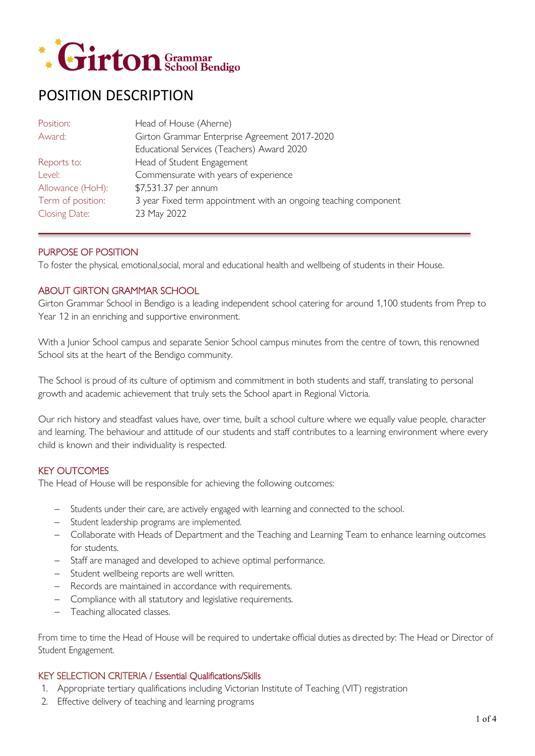Girton Grammar School Bendigo

# POSITION DESCRIPTION

| | |
|---|---|
| Position: | Head of House (Aherne) |
| Award: | Girton Grammar Enterprise Agreement 2017-2020<br>Educational Services (Teachers) Award 2020 |
| Reports to: | Head of Student Engagement |
| Level: | Commensurate with years of experience |
| Allowance (HoH): | $7,531.37 per annum |
| Term of position: | 3 year Fixed term appointment with an ongoing teaching component |
| Closing Date: | 23 May 2022 |

## PURPOSE OF POSITION

To foster the physical, emotional,social, moral and educational health and wellbeing of students in their House.

## ABOUT GIRTON GRAMMAR SCHOOL

Girton Grammar School in Bendigo is a leading independent school catering for around 1,100 students from Prep to Year 12 in an enriching and supportive environment.

With a Junior School campus and separate Senior School campus minutes from the centre of town, this renowned School sits at the heart of the Bendigo community.

The School is proud of its culture of optimism and commitment in both students and staff, translating to personal growth and academic achievement that truly sets the School apart in Regional Victoria.

Our rich history and steadfast values have, over time, built a school culture where we equally value people, character and learning. The behaviour and attitude of our students and staff contributes to a learning environment where every child is known and their individuality is respected.

## KEY OUTCOMES

The Head of House will be responsible for achieving the following outcomes:

- Students under their care, are actively engaged with learning and connected to the school.
- Student leadership programs are implemented.
- Collaborate with Heads of Department and the Teaching and Learning Team to enhance learning outcomes for students.
- Staff are managed and developed to achieve optimal performance.
- Student wellbeing reports are well written.
- Records are maintained in accordance with requirements.
- Compliance with all statutory and legislative requirements.
- Teaching allocated classes.

From time to time the Head of House will be required to undertake official duties as directed by: The Head or Director of Student Engagement.

## KEY SELECTION CRITERIA / Essential Qualifications/Skills

1. Appropriate tertiary qualifications including Victorian Institute of Teaching (VIT) registration
2. Effective delivery of teaching and learning programs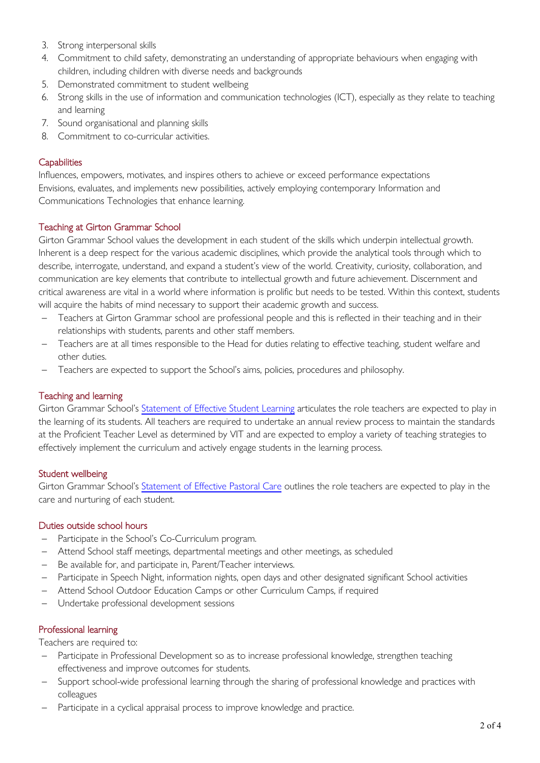3. Strong interpersonal skills
4. Commitment to child safety, demonstrating an understanding of appropriate behaviours when engaging with children, including children with diverse needs and backgrounds
5. Demonstrated commitment to student wellbeing
6. Strong skills in the use of information and communication technologies (ICT), especially as they relate to teaching and learning
7. Sound organisational and planning skills
8. Commitment to co-curricular activities.

## Capabilities

Influences, empowers, motivates, and inspires others to achieve or exceed performance expectations
Envisions, evaluates, and implements new possibilities, actively employing contemporary Information and Communications Technologies that enhance learning.

## Teaching at Girton Grammar School

Girton Grammar School values the development in each student of the skills which underpin intellectual growth. Inherent is a deep respect for the various academic disciplines, which provide the analytical tools through which to describe, interrogate, understand, and expand a student's view of the world. Creativity, curiosity, collaboration, and communication are key elements that contribute to intellectual growth and future achievement. Discernment and critical awareness are vital in a world where information is prolific but needs to be tested. Within this context, students will acquire the habits of mind necessary to support their academic growth and success.

- Teachers at Girton Grammar school are professional people and this is reflected in their teaching and in their relationships with students, parents and other staff members.
- Teachers are at all times responsible to the Head for duties relating to effective teaching, student welfare and other duties.
- Teachers are expected to support the School's aims, policies, procedures and philosophy.

## Teaching and learning

Girton Grammar School's Statement of Effective Student Learning articulates the role teachers are expected to play in the learning of its students. All teachers are required to undertake an annual review process to maintain the standards at the Proficient Teacher Level as determined by VIT and are expected to employ a variety of teaching strategies to effectively implement the curriculum and actively engage students in the learning process.

## Student wellbeing

Girton Grammar School's Statement of Effective Pastoral Care outlines the role teachers are expected to play in the care and nurturing of each student.

## Duties outside school hours

- Participate in the School's Co-Curriculum program.
- Attend School staff meetings, departmental meetings and other meetings, as scheduled
- Be available for, and participate in, Parent/Teacher interviews.
- Participate in Speech Night, information nights, open days and other designated significant School activities
- Attend School Outdoor Education Camps or other Curriculum Camps, if required
- Undertake professional development sessions

## Professional learning

Teachers are required to:

- Participate in Professional Development so as to increase professional knowledge, strengthen teaching effectiveness and improve outcomes for students.
- Support school-wide professional learning through the sharing of professional knowledge and practices with colleagues
- Participate in a cyclical appraisal process to improve knowledge and practice.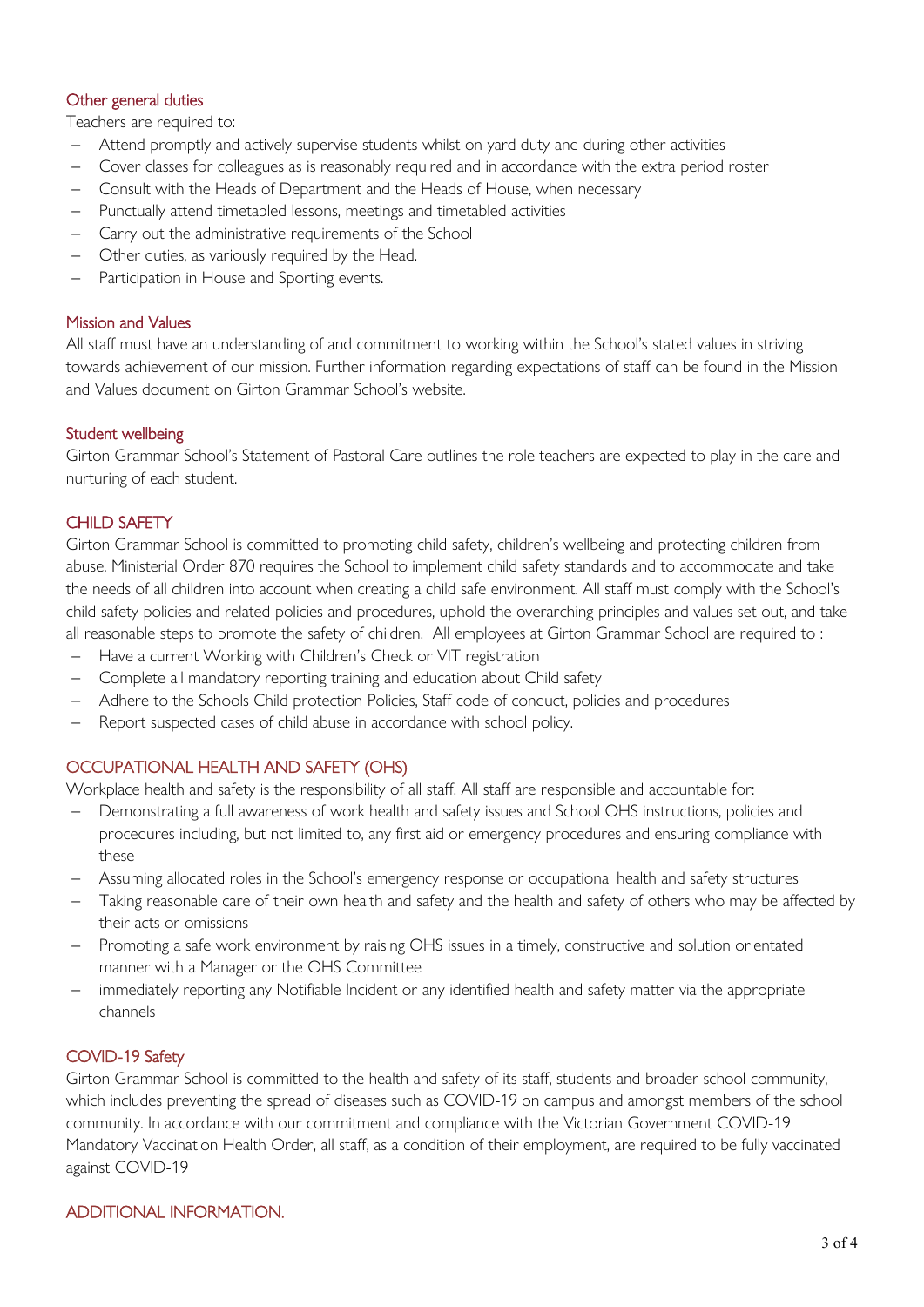### Other general duties

Teachers are required to:

- Attend promptly and actively supervise students whilst on yard duty and during other activities
- Cover classes for colleagues as is reasonably required and in accordance with the extra period roster
- Consult with the Heads of Department and the Heads of House, when necessary
- Punctually attend timetabled lessons, meetings and timetabled activities
- Carry out the administrative requirements of the School
- Other duties, as variously required by the Head.
- Participation in House and Sporting events.

### Mission and Values

All staff must have an understanding of and commitment to working within the School's stated values in striving towards achievement of our mission. Further information regarding expectations of staff can be found in the Mission and Values document on Girton Grammar School's website.

### Student wellbeing

Girton Grammar School's Statement of Pastoral Care outlines the role teachers are expected to play in the care and nurturing of each student.

## CHILD SAFETY

Girton Grammar School is committed to promoting child safety, children's wellbeing and protecting children from abuse. Ministerial Order 870 requires the School to implement child safety standards and to accommodate and take the needs of all children into account when creating a child safe environment. All staff must comply with the School's child safety policies and related policies and procedures, uphold the overarching principles and values set out, and take all reasonable steps to promote the safety of children. All employees at Girton Grammar School are required to :

- Have a current Working with Children's Check or VIT registration
- Complete all mandatory reporting training and education about Child safety
- Adhere to the Schools Child protection Policies, Staff code of conduct, policies and procedures
- Report suspected cases of child abuse in accordance with school policy.

## OCCUPATIONAL HEALTH AND SAFETY (OHS)

Workplace health and safety is the responsibility of all staff. All staff are responsible and accountable for:

- Demonstrating a full awareness of work health and safety issues and School OHS instructions, policies and procedures including, but not limited to, any first aid or emergency procedures and ensuring compliance with these
- Assuming allocated roles in the School's emergency response or occupational health and safety structures
- Taking reasonable care of their own health and safety and the health and safety of others who may be affected by their acts or omissions
- Promoting a safe work environment by raising OHS issues in a timely, constructive and solution orientated manner with a Manager or the OHS Committee
- immediately reporting any Notifiable Incident or any identified health and safety matter via the appropriate channels

### COVID-19 Safety

Girton Grammar School is committed to the health and safety of its staff, students and broader school community, which includes preventing the spread of diseases such as COVID-19 on campus and amongst members of the school community. In accordance with our commitment and compliance with the Victorian Government COVID-19 Mandatory Vaccination Health Order, all staff, as a condition of their employment, are required to be fully vaccinated against COVID-19

## ADDITIONAL INFORMATION.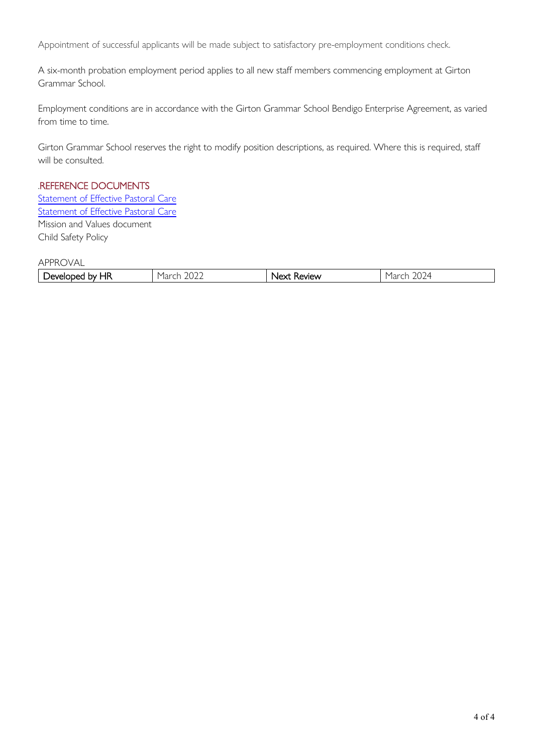Appointment of successful applicants will be made subject to satisfactory pre-employment conditions check.

A six-month probation employment period applies to all new staff members commencing employment at Girton Grammar School.

Employment conditions are in accordance with the Girton Grammar School Bendigo Enterprise Agreement, as varied from time to time.

Girton Grammar School reserves the right to modify position descriptions, as required. Where this is required, staff will be consulted.

## .REFERENCE DOCUMENTS

Statement of Effective Pastoral Care
Statement of Effective Pastoral Care
Mission and Values document
Child Safety Policy

APPROVAL

| | | | |
|---|---|---|---|
| Developed by HR | March 2022 | Next Review | March 2024 |